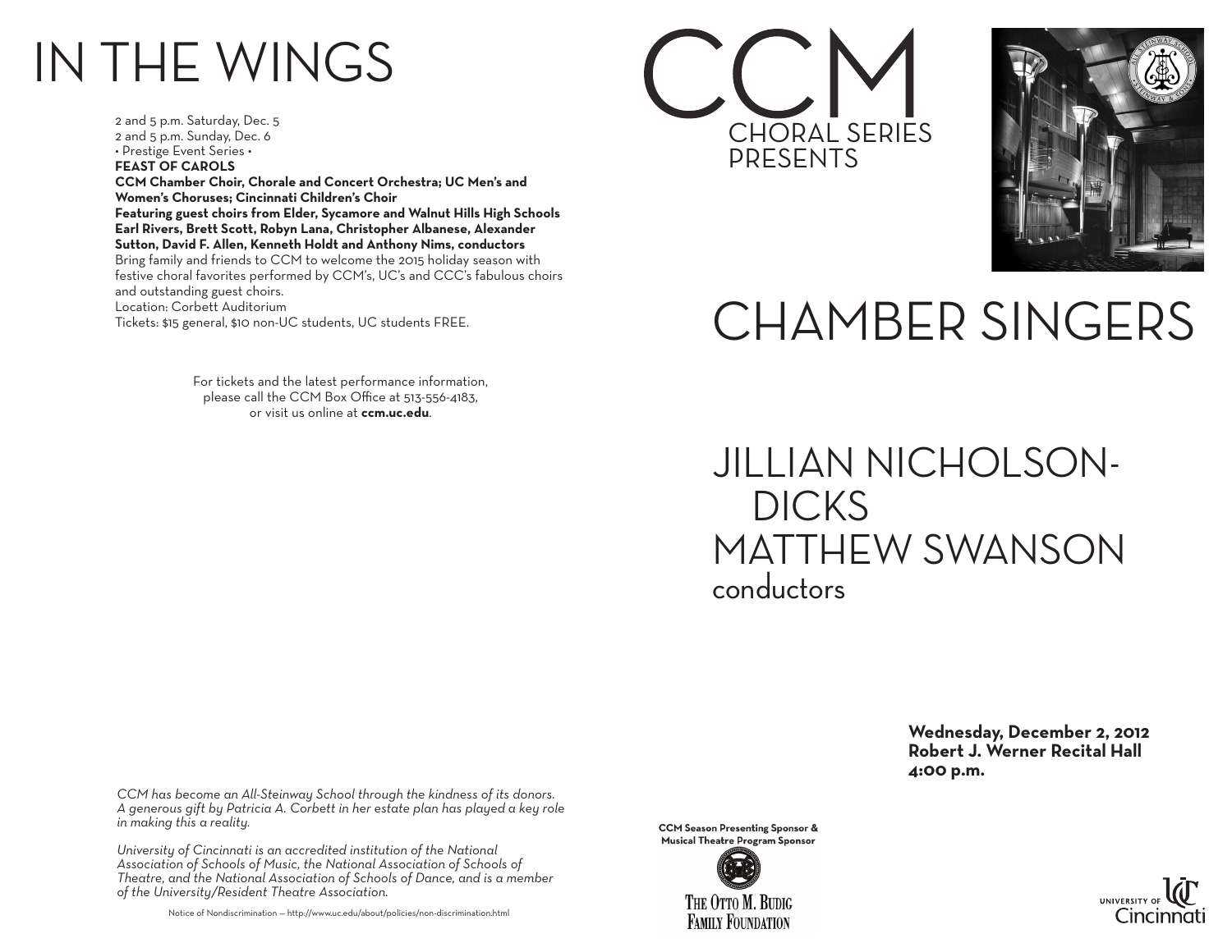# IN THE WINGS

2 and 5 p.m. Saturday, Dec. 5
2 and 5 p.m. Sunday, Dec. 6
• Prestige Event Series •
**FEAST OF CAROLS**
**CCM Chamber Choir, Chorale and Concert Orchestra; UC Men's and Women's Choruses; Cincinnati Children's Choir**
**Featuring guest choirs from Elder, Sycamore and Walnut Hills High Schools**
**Earl Rivers, Brett Scott, Robyn Lana, Christopher Albanese, Alexander Sutton, David F. Allen, Kenneth Holdt and Anthony Nims, conductors**
Bring family and friends to CCM to welcome the 2015 holiday season with festive choral favorites performed by CCM's, UC's and CCC's fabulous choirs and outstanding guest choirs.
Location: Corbett Auditorium
Tickets: $15 general, $10 non-UC students, UC students FREE.

For tickets and the latest performance information, please call the CCM Box Office at 513-556-4183, or visit us online at **ccm.uc.edu**.

*CCM has become an All-Steinway School through the kindness of its donors. A generous gift by Patricia A. Corbett in her estate plan has played a key role in making this a reality.*

*University of Cincinnati is an accredited institution of the National Association of Schools of Music, the National Association of Schools of Theatre, and the National Association of Schools of Dance, and is a member of the University/Resident Theatre Association.*

Notice of Nondiscrimination — http://www.uc.edu/about/policies/non-discrimination.html

# CCM
CHORAL SERIES
PRESENTS

# CHAMBER SINGERS

## JILLIAN NICHOLSON-DICKS
## MATTHEW SWANSON
conductors

**Wednesday, December 2, 2012**
**Robert J. Werner Recital Hall**
**4:00 p.m.**

**CCM Season Presenting Sponsor & Musical Theatre Program Sponsor**

THE OTTO M. BUDIG FAMILY FOUNDATION

UNIVERSITY OF Cincinnati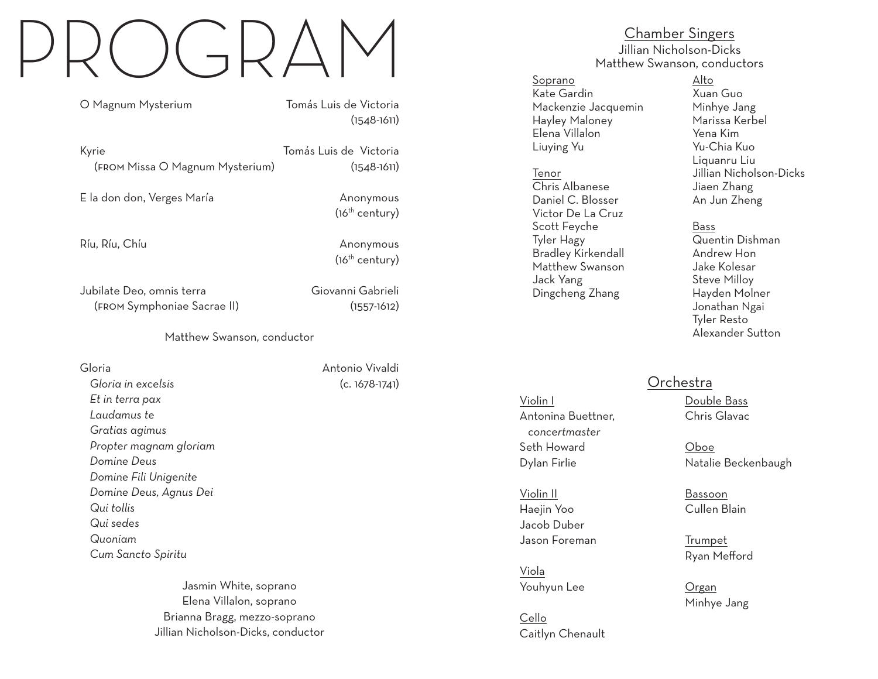# PROGRAM

O Magnum Mysterium — Tomás Luis de Victoria (1548-1611)

Kyrie (FROM Missa O Magnum Mysterium) — Tomás Luis de Victoria (1548-1611)

E la don don, Verges María — Anonymous (16th century)

Ríu, Ríu, Chíu — Anonymous (16th century)

Jubilate Deo, omnis terra (FROM Symphoniae Sacrae II) — Giovanni Gabrieli (1557-1612)

Matthew Swanson, conductor

Gloria — Antonio Vivaldi (c. 1678-1741)

*Gloria in excelsis*
*Et in terra pax*
*Laudamus te*
*Gratias agimus*
*Propter magnam gloriam*
*Domine Deus*
*Domine Fili Unigenite*
*Domine Deus, Agnus Dei*
*Qui tollis*
*Qui sedes*
*Quoniam*
*Cum Sancto Spiritu*

Jasmin White, soprano
Elena Villalon, soprano
Brianna Bragg, mezzo-soprano
Jillian Nicholson-Dicks, conductor

## Chamber Singers

Jillian Nicholson-Dicks
Matthew Swanson, conductors

**Soprano**
Kate Gardin
Mackenzie Jacquemin
Hayley Maloney
Elena Villalon
Liuying Yu

**Tenor**
Chris Albanese
Daniel C. Blosser
Victor De La Cruz
Scott Feyche
Tyler Hagy
Bradley Kirkendall
Matthew Swanson
Jack Yang
Dingcheng Zhang

**Alto**
Xuan Guo
Minhye Jang
Marissa Kerbel
Yena Kim
Yu-Chia Kuo
Liquanru Liu
Jillian Nicholson-Dicks
Jiaen Zhang
An Jun Zheng

**Bass**
Quentin Dishman
Andrew Hon
Jake Kolesar
Steve Milloy
Hayden Molner
Jonathan Ngai
Tyler Resto
Alexander Sutton

## Orchestra

**Violin I**
Antonina Buettner, *concertmaster*
Seth Howard
Dylan Firlie

**Violin II**
Haejin Yoo
Jacob Duber
Jason Foreman

**Viola**
Youhyun Lee

**Cello**
Caitlyn Chenault

**Double Bass**
Chris Glavac

**Oboe**
Natalie Beckenbaugh

**Bassoon**
Cullen Blain

**Trumpet**
Ryan Mefford

**Organ**
Minhye Jang